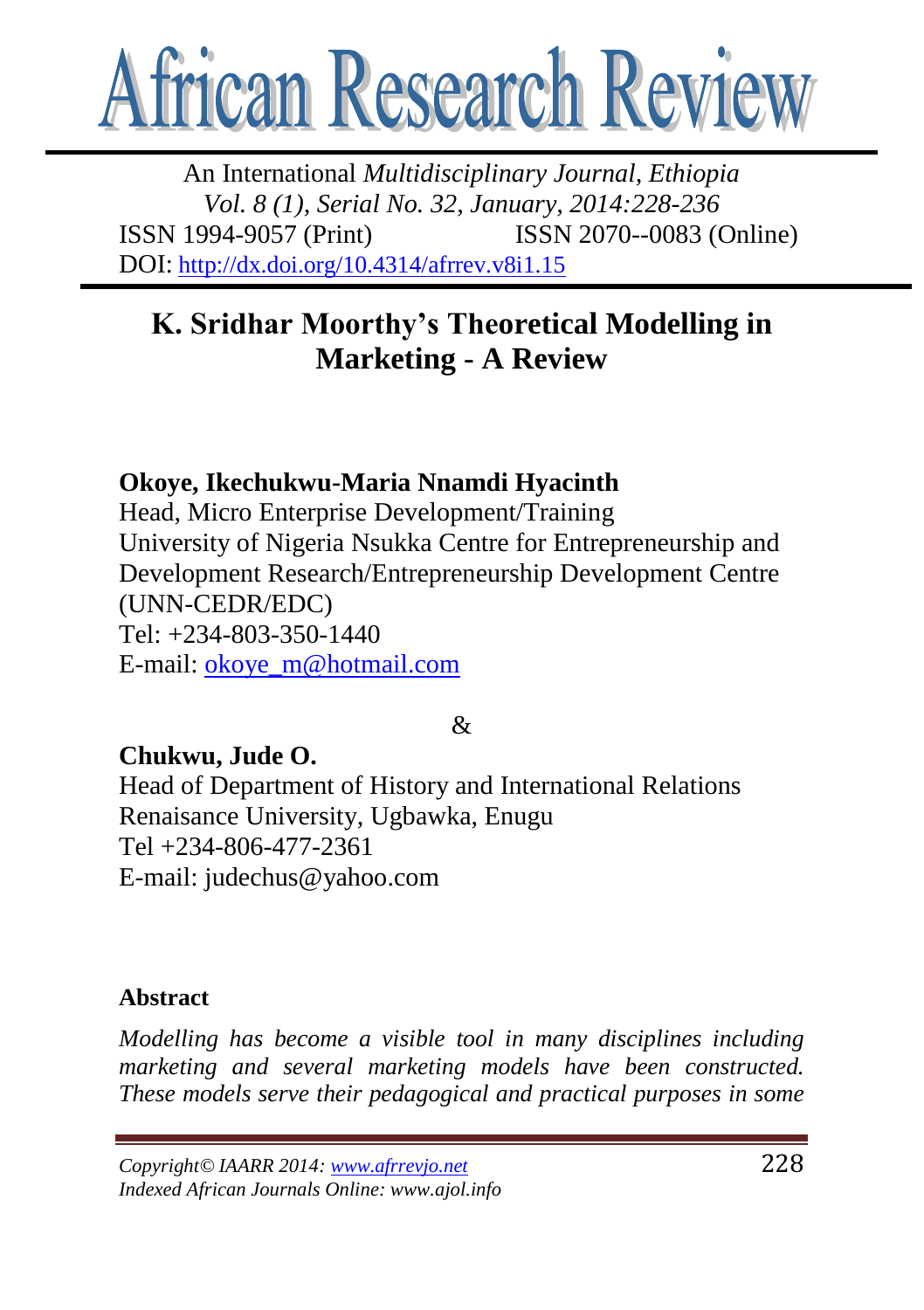# African Research Review

An International *Multidisciplinary Journal, Ethiopia*
*Vol. 8 (1), Serial No. 32, January, 2014:228-236*
ISSN 1994-9057 (Print) ISSN 2070--0083 (Online)
DOI: http://dx.doi.org/10.4314/afrrev.v8i1.15

## K. Sridhar Moorthy's Theoretical Modelling in Marketing - A Review

**Okoye, Ikechukwu-Maria Nnamdi Hyacinth**
Head, Micro Enterprise Development/Training
University of Nigeria Nsukka Centre for Entrepreneurship and Development Research/Entrepreneurship Development Centre (UNN-CEDR/EDC)
Tel: +234-803-350-1440
E-mail: okoye_m@hotmail.com

&

**Chukwu, Jude O.**
Head of Department of History and International Relations
Renaisance University, Ugbawka, Enugu
Tel +234-806-477-2361
E-mail: judechus@yahoo.com

### Abstract

*Modelling has become a visible tool in many disciplines including marketing and several marketing models have been constructed. These models serve their pedagogical and practical purposes in some*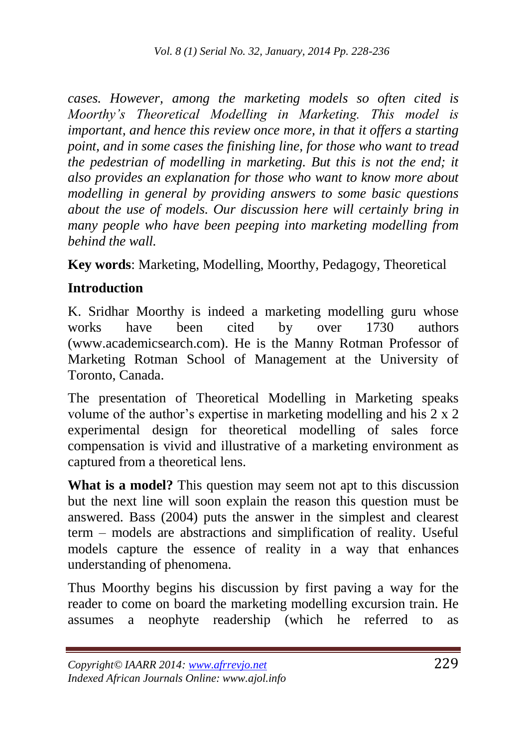*cases. However, among the marketing models so often cited is Moorthy's Theoretical Modelling in Marketing. This model is important, and hence this review once more, in that it offers a starting point, and in some cases the finishing line, for those who want to tread the pedestrian of modelling in marketing. But this is not the end; it also provides an explanation for those who want to know more about modelling in general by providing answers to some basic questions about the use of models. Our discussion here will certainly bring in many people who have been peeping into marketing modelling from behind the wall.*

**Key words**: Marketing, Modelling, Moorthy, Pedagogy, Theoretical

## Introduction

K. Sridhar Moorthy is indeed a marketing modelling guru whose works have been cited by over 1730 authors (www.academicsearch.com). He is the Manny Rotman Professor of Marketing Rotman School of Management at the University of Toronto, Canada.

The presentation of Theoretical Modelling in Marketing speaks volume of the author's expertise in marketing modelling and his 2 x 2 experimental design for theoretical modelling of sales force compensation is vivid and illustrative of a marketing environment as captured from a theoretical lens.

**What is a model?** This question may seem not apt to this discussion but the next line will soon explain the reason this question must be answered. Bass (2004) puts the answer in the simplest and clearest term – models are abstractions and simplification of reality. Useful models capture the essence of reality in a way that enhances understanding of phenomena.

Thus Moorthy begins his discussion by first paving a way for the reader to come on board the marketing modelling excursion train. He assumes a neophyte readership (which he referred to as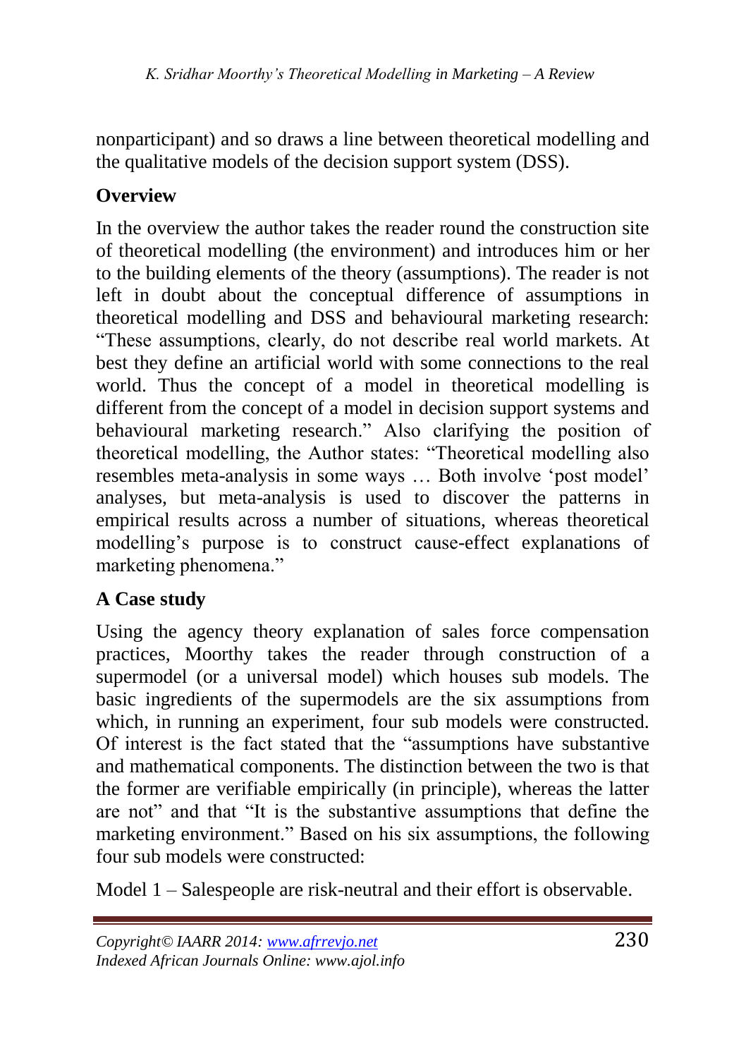nonparticipant) and so draws a line between theoretical modelling and the qualitative models of the decision support system (DSS).

## Overview

In the overview the author takes the reader round the construction site of theoretical modelling (the environment) and introduces him or her to the building elements of the theory (assumptions). The reader is not left in doubt about the conceptual difference of assumptions in theoretical modelling and DSS and behavioural marketing research: "These assumptions, clearly, do not describe real world markets. At best they define an artificial world with some connections to the real world. Thus the concept of a model in theoretical modelling is different from the concept of a model in decision support systems and behavioural marketing research." Also clarifying the position of theoretical modelling, the Author states: "Theoretical modelling also resembles meta-analysis in some ways … Both involve 'post model' analyses, but meta-analysis is used to discover the patterns in empirical results across a number of situations, whereas theoretical modelling's purpose is to construct cause-effect explanations of marketing phenomena."

## A Case study

Using the agency theory explanation of sales force compensation practices, Moorthy takes the reader through construction of a supermodel (or a universal model) which houses sub models. The basic ingredients of the supermodels are the six assumptions from which, in running an experiment, four sub models were constructed. Of interest is the fact stated that the "assumptions have substantive and mathematical components. The distinction between the two is that the former are verifiable empirically (in principle), whereas the latter are not" and that "It is the substantive assumptions that define the marketing environment." Based on his six assumptions, the following four sub models were constructed:

Model 1 – Salespeople are risk-neutral and their effort is observable.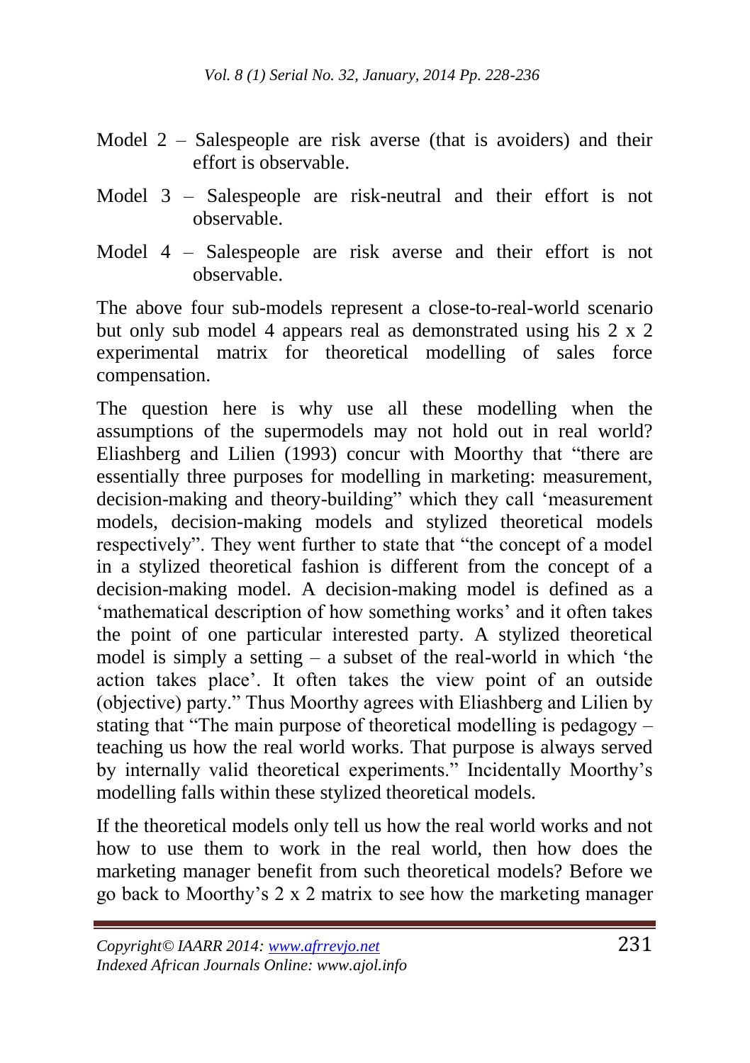Model 2 – Salespeople are risk averse (that is avoiders) and their effort is observable.

Model 3 – Salespeople are risk-neutral and their effort is not observable.

Model 4 – Salespeople are risk averse and their effort is not observable.

The above four sub-models represent a close-to-real-world scenario but only sub model 4 appears real as demonstrated using his 2 x 2 experimental matrix for theoretical modelling of sales force compensation.

The question here is why use all these modelling when the assumptions of the supermodels may not hold out in real world? Eliashberg and Lilien (1993) concur with Moorthy that "there are essentially three purposes for modelling in marketing: measurement, decision-making and theory-building" which they call 'measurement models, decision-making models and stylized theoretical models respectively". They went further to state that "the concept of a model in a stylized theoretical fashion is different from the concept of a decision-making model. A decision-making model is defined as a 'mathematical description of how something works' and it often takes the point of one particular interested party. A stylized theoretical model is simply a setting – a subset of the real-world in which 'the action takes place'. It often takes the view point of an outside (objective) party." Thus Moorthy agrees with Eliashberg and Lilien by stating that "The main purpose of theoretical modelling is pedagogy – teaching us how the real world works. That purpose is always served by internally valid theoretical experiments." Incidentally Moorthy's modelling falls within these stylized theoretical models.

If the theoretical models only tell us how the real world works and not how to use them to work in the real world, then how does the marketing manager benefit from such theoretical models? Before we go back to Moorthy's 2 x 2 matrix to see how the marketing manager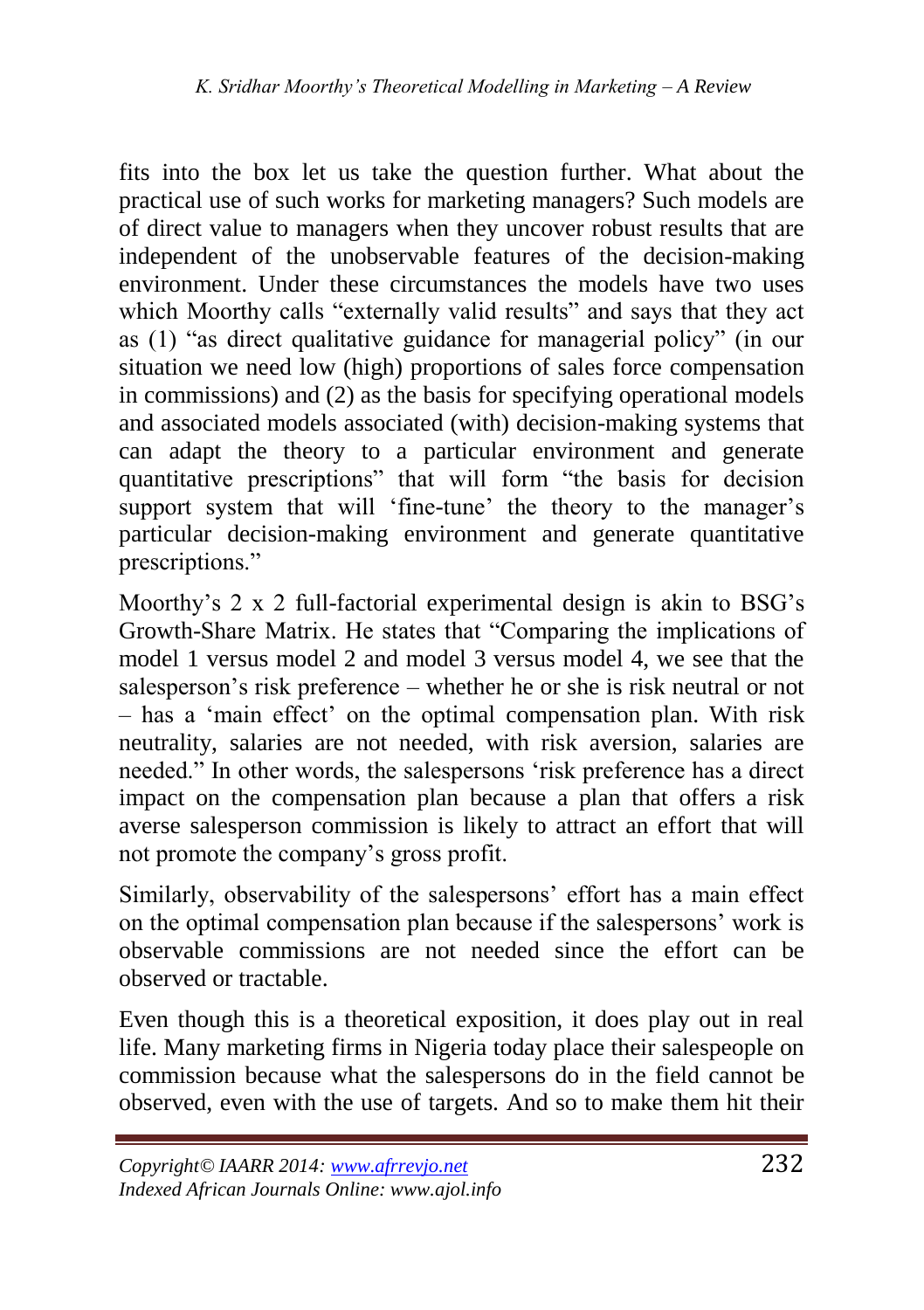fits into the box let us take the question further. What about the practical use of such works for marketing managers? Such models are of direct value to managers when they uncover robust results that are independent of the unobservable features of the decision-making environment. Under these circumstances the models have two uses which Moorthy calls "externally valid results" and says that they act as (1) "as direct qualitative guidance for managerial policy" (in our situation we need low (high) proportions of sales force compensation in commissions) and (2) as the basis for specifying operational models and associated models associated (with) decision-making systems that can adapt the theory to a particular environment and generate quantitative prescriptions" that will form "the basis for decision support system that will 'fine-tune' the theory to the manager's particular decision-making environment and generate quantitative prescriptions."

Moorthy's 2 x 2 full-factorial experimental design is akin to BSG's Growth-Share Matrix. He states that "Comparing the implications of model 1 versus model 2 and model 3 versus model 4, we see that the salesperson's risk preference – whether he or she is risk neutral or not – has a 'main effect' on the optimal compensation plan. With risk neutrality, salaries are not needed, with risk aversion, salaries are needed." In other words, the salespersons 'risk preference has a direct impact on the compensation plan because a plan that offers a risk averse salesperson commission is likely to attract an effort that will not promote the company's gross profit.

Similarly, observability of the salespersons' effort has a main effect on the optimal compensation plan because if the salespersons' work is observable commissions are not needed since the effort can be observed or tractable.

Even though this is a theoretical exposition, it does play out in real life. Many marketing firms in Nigeria today place their salespeople on commission because what the salespersons do in the field cannot be observed, even with the use of targets. And so to make them hit their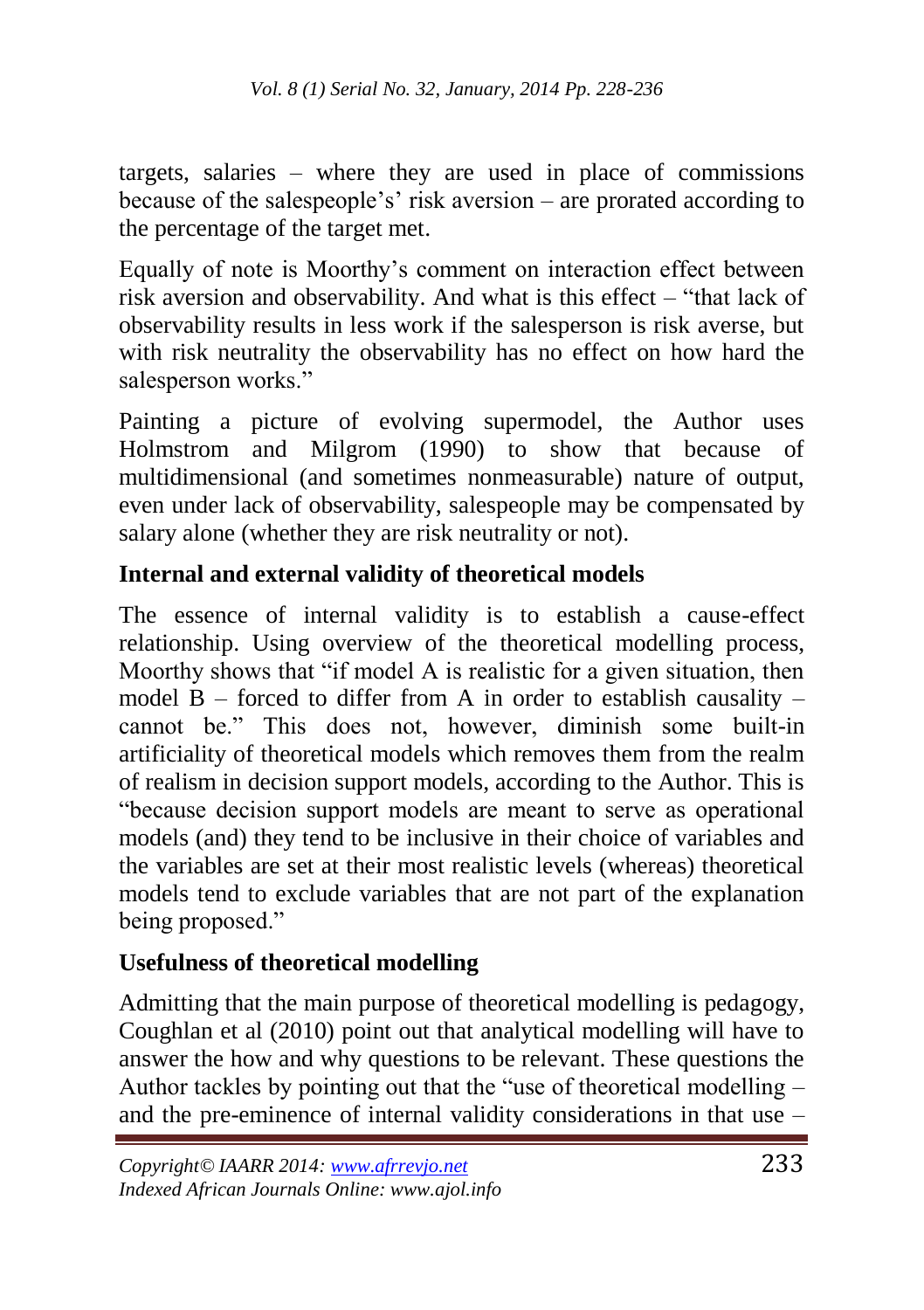targets, salaries – where they are used in place of commissions because of the salespeople's' risk aversion – are prorated according to the percentage of the target met.

Equally of note is Moorthy's comment on interaction effect between risk aversion and observability. And what is this effect – "that lack of observability results in less work if the salesperson is risk averse, but with risk neutrality the observability has no effect on how hard the salesperson works."

Painting a picture of evolving supermodel, the Author uses Holmstrom and Milgrom (1990) to show that because of multidimensional (and sometimes nonmeasurable) nature of output, even under lack of observability, salespeople may be compensated by salary alone (whether they are risk neutrality or not).

## Internal and external validity of theoretical models

The essence of internal validity is to establish a cause-effect relationship. Using overview of the theoretical modelling process, Moorthy shows that "if model A is realistic for a given situation, then model B – forced to differ from A in order to establish causality – cannot be." This does not, however, diminish some built-in artificiality of theoretical models which removes them from the realm of realism in decision support models, according to the Author. This is "because decision support models are meant to serve as operational models (and) they tend to be inclusive in their choice of variables and the variables are set at their most realistic levels (whereas) theoretical models tend to exclude variables that are not part of the explanation being proposed."

## Usefulness of theoretical modelling

Admitting that the main purpose of theoretical modelling is pedagogy, Coughlan et al (2010) point out that analytical modelling will have to answer the how and why questions to be relevant. These questions the Author tackles by pointing out that the "use of theoretical modelling – and the pre-eminence of internal validity considerations in that use –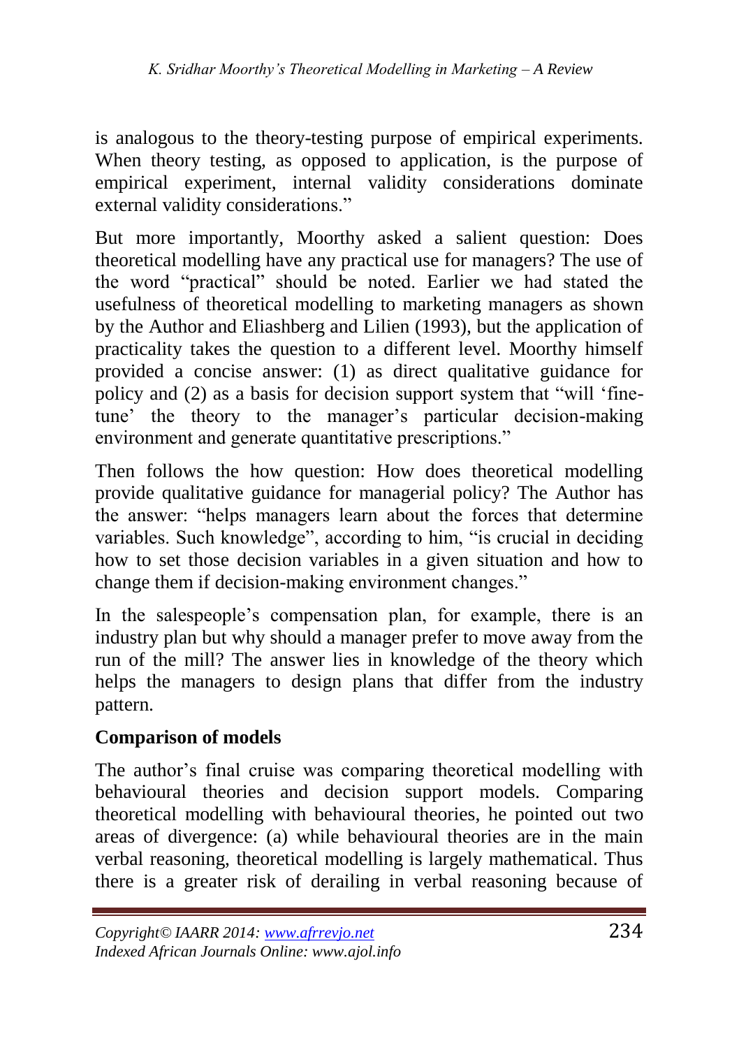is analogous to the theory-testing purpose of empirical experiments. When theory testing, as opposed to application, is the purpose of empirical experiment, internal validity considerations dominate external validity considerations."

But more importantly, Moorthy asked a salient question: Does theoretical modelling have any practical use for managers? The use of the word "practical" should be noted. Earlier we had stated the usefulness of theoretical modelling to marketing managers as shown by the Author and Eliashberg and Lilien (1993), but the application of practicality takes the question to a different level. Moorthy himself provided a concise answer: (1) as direct qualitative guidance for policy and (2) as a basis for decision support system that "will 'fine-tune' the theory to the manager's particular decision-making environment and generate quantitative prescriptions."

Then follows the how question: How does theoretical modelling provide qualitative guidance for managerial policy? The Author has the answer: "helps managers learn about the forces that determine variables. Such knowledge", according to him, "is crucial in deciding how to set those decision variables in a given situation and how to change them if decision-making environment changes."

In the salespeople's compensation plan, for example, there is an industry plan but why should a manager prefer to move away from the run of the mill? The answer lies in knowledge of the theory which helps the managers to design plans that differ from the industry pattern.

**Comparison of models**

The author's final cruise was comparing theoretical modelling with behavioural theories and decision support models. Comparing theoretical modelling with behavioural theories, he pointed out two areas of divergence: (a) while behavioural theories are in the main verbal reasoning, theoretical modelling is largely mathematical. Thus there is a greater risk of derailing in verbal reasoning because of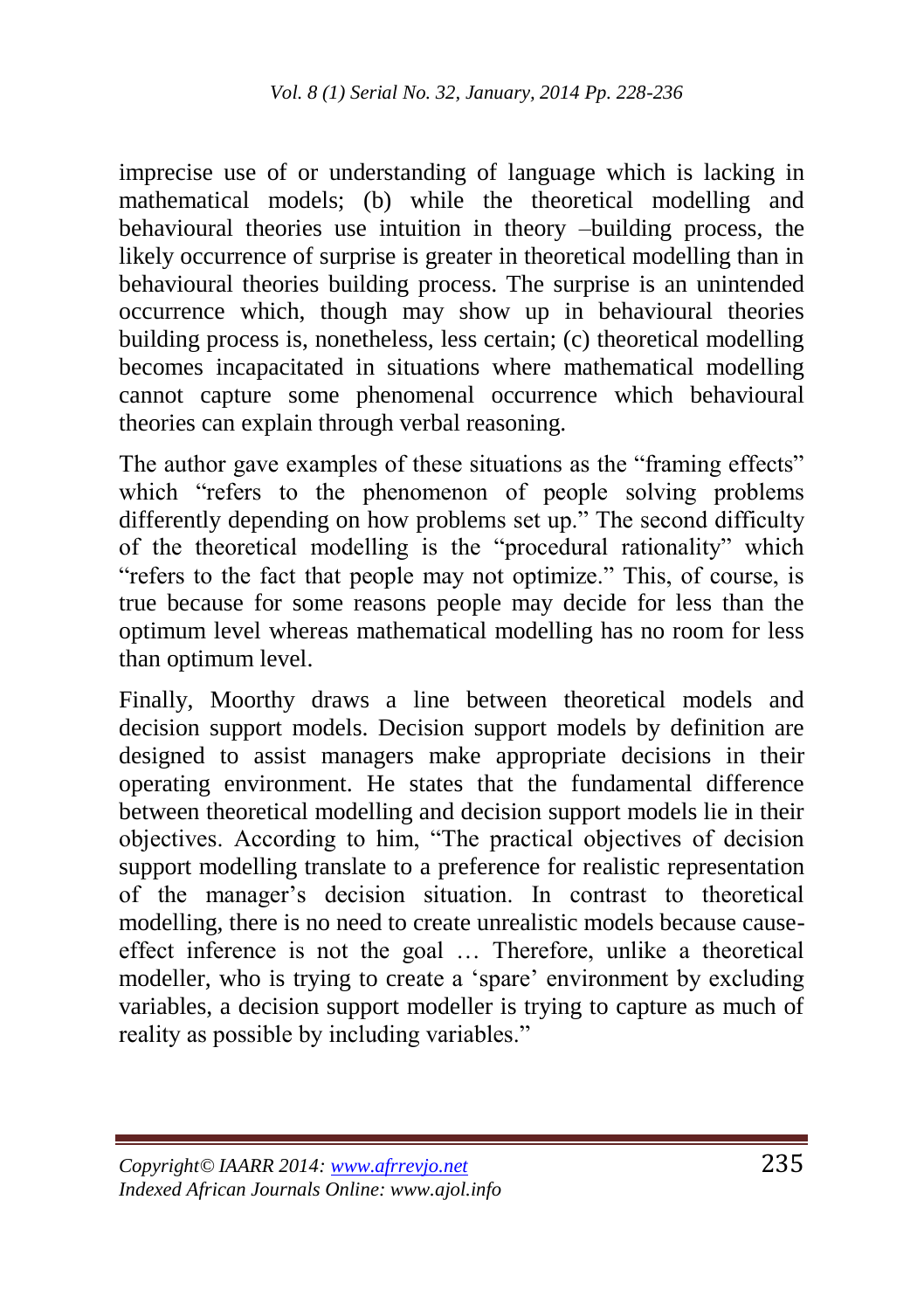imprecise use of or understanding of language which is lacking in mathematical models; (b) while the theoretical modelling and behavioural theories use intuition in theory –building process, the likely occurrence of surprise is greater in theoretical modelling than in behavioural theories building process. The surprise is an unintended occurrence which, though may show up in behavioural theories building process is, nonetheless, less certain; (c) theoretical modelling becomes incapacitated in situations where mathematical modelling cannot capture some phenomenal occurrence which behavioural theories can explain through verbal reasoning.

The author gave examples of these situations as the "framing effects" which "refers to the phenomenon of people solving problems differently depending on how problems set up." The second difficulty of the theoretical modelling is the "procedural rationality" which "refers to the fact that people may not optimize." This, of course, is true because for some reasons people may decide for less than the optimum level whereas mathematical modelling has no room for less than optimum level.

Finally, Moorthy draws a line between theoretical models and decision support models. Decision support models by definition are designed to assist managers make appropriate decisions in their operating environment. He states that the fundamental difference between theoretical modelling and decision support models lie in their objectives. According to him, "The practical objectives of decision support modelling translate to a preference for realistic representation of the manager's decision situation. In contrast to theoretical modelling, there is no need to create unrealistic models because cause-effect inference is not the goal … Therefore, unlike a theoretical modeller, who is trying to create a 'spare' environment by excluding variables, a decision support modeller is trying to capture as much of reality as possible by including variables."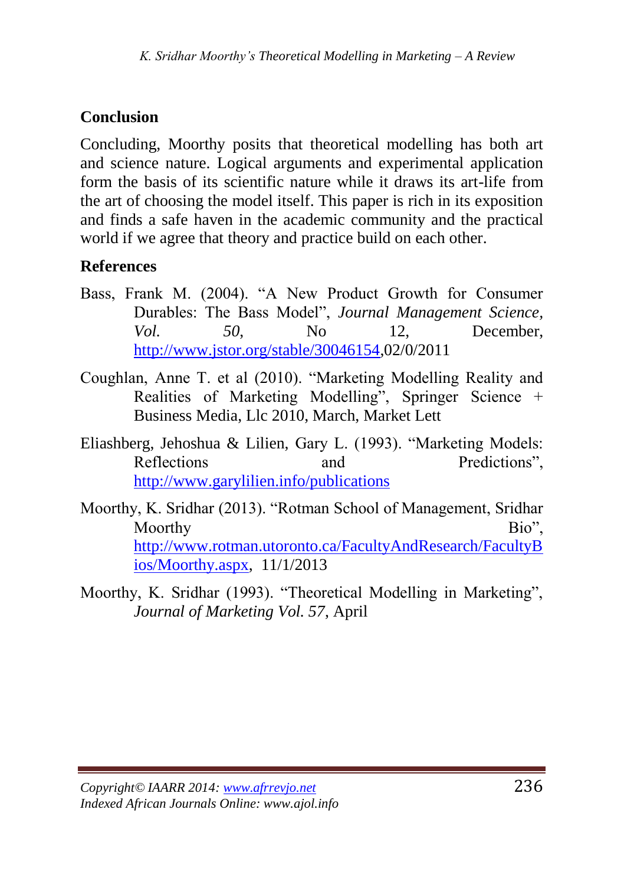## Conclusion

Concluding, Moorthy posits that theoretical modelling has both art and science nature. Logical arguments and experimental application form the basis of its scientific nature while it draws its art-life from the art of choosing the model itself. This paper is rich in its exposition and finds a safe haven in the academic community and the practical world if we agree that theory and practice build on each other.

## References

Bass, Frank M. (2004). "A New Product Growth for Consumer Durables: The Bass Model", *Journal Management Science, Vol. 50,* No 12, December, http://www.jstor.org/stable/30046154,02/0/2011

Coughlan, Anne T. et al (2010). "Marketing Modelling Reality and Realities of Marketing Modelling", Springer Science + Business Media, Llc 2010, March, Market Lett

Eliashberg, Jehoshua & Lilien, Gary L. (1993). "Marketing Models: Reflections and Predictions", http://www.garylilien.info/publications

Moorthy, K. Sridhar (2013). "Rotman School of Management, Sridhar Moorthy Bio", http://www.rotman.utoronto.ca/FacultyAndResearch/FacultyBios/Moorthy.aspx, 11/1/2013

Moorthy, K. Sridhar (1993). "Theoretical Modelling in Marketing", *Journal of Marketing Vol. 57*, April